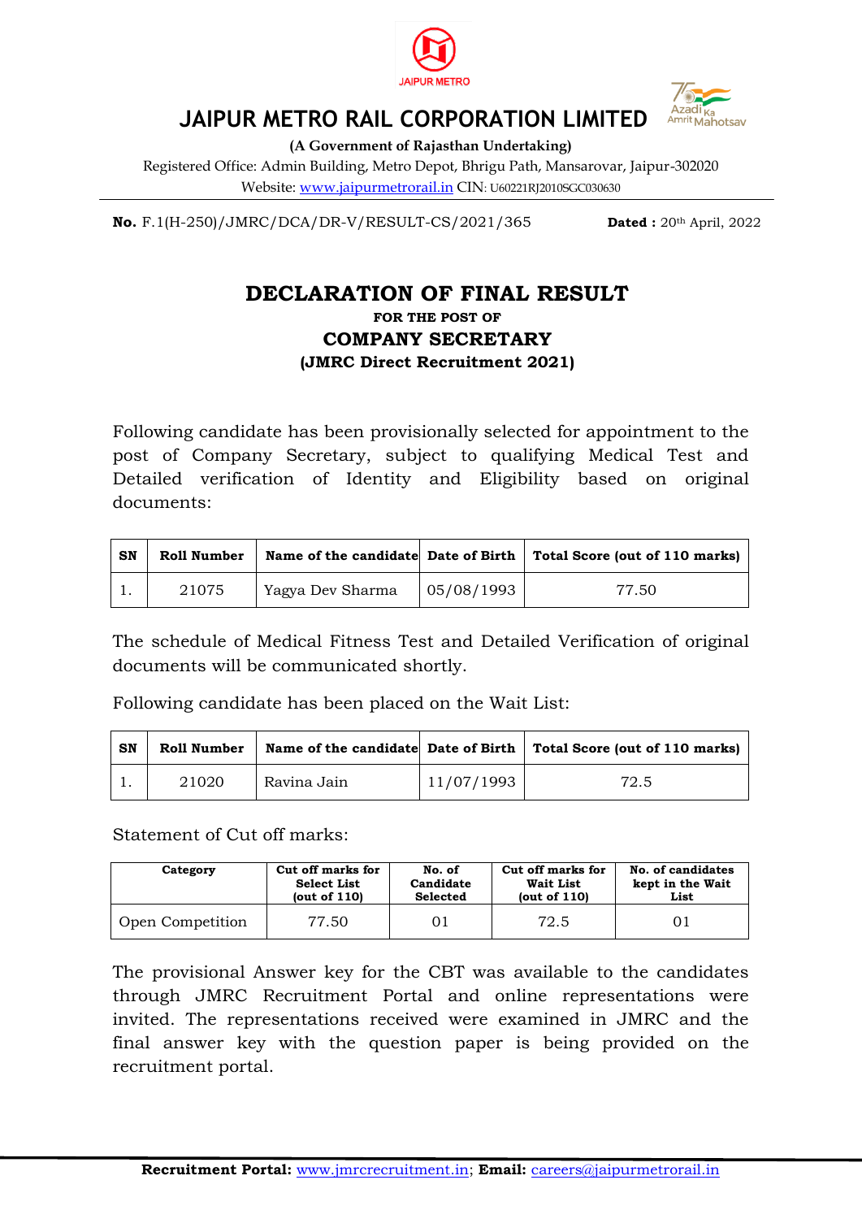# JAIPUR METRO RAIL CORPORATION LIMITED

**(A Government of Rajasthan Undertaking)**

Registered Office: Admin Building, Metro Depot, Bhrigu Path, Mansarovar, Jaipur-302020

Website: www.jaipurmetrorail.in CIN: U60221RJ2010SGC030630

**No.** F.1(H-250)/JMRC/DCA/DR-V/RESULT-CS/2021/365 **Dated :** 20th April, 2022

## DECLARATION OF FINAL RESULT

**FOR THE POST OF**

### COMPANY SECRETARY

**(JMRC Direct Recruitment 2021)**

Following candidate has been provisionally selected for appointment to the post of Company Secretary, subject to qualifying Medical Test and Detailed verification of Identity and Eligibility based on original documents:

| SN | Roll Number | Name of the candidate | Date of Birth | Total Score (out of 110 marks) |
|---|---|---|---|---|
| 1. | 21075 | Yagya Dev Sharma | 05/08/1993 | 77.50 |

The schedule of Medical Fitness Test and Detailed Verification of original documents will be communicated shortly.

Following candidate has been placed on the Wait List:

| SN | Roll Number | Name of the candidate | Date of Birth | Total Score (out of 110 marks) |
|---|---|---|---|---|
| 1. | 21020 | Ravina Jain | 11/07/1993 | 72.5 |

Statement of Cut off marks:

| Category | Cut off marks for Select List (out of 110) | No. of Candidate Selected | Cut off marks for Wait List (out of 110) | No. of candidates kept in the Wait List |
|---|---|---|---|---|
| Open Competition | 77.50 | 01 | 72.5 | 01 |

The provisional Answer key for the CBT was available to the candidates through JMRC Recruitment Portal and online representations were invited. The representations received were examined in JMRC and the final answer key with the question paper is being provided on the recruitment portal.

**Recruitment Portal:** www.jmrcrecruitment.in; **Email:** careers@jaipurmetrorail.in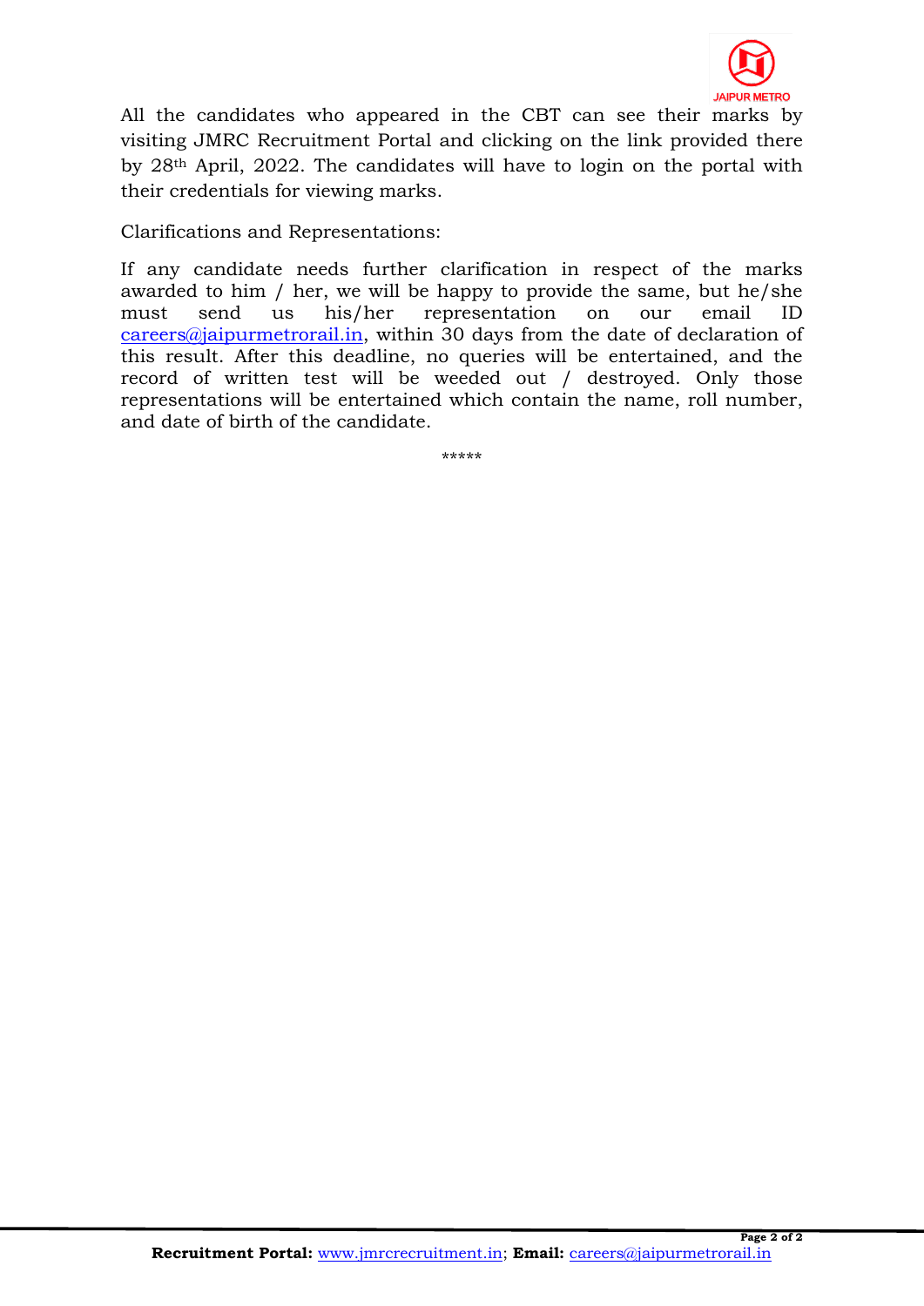All the candidates who appeared in the CBT can see their marks by visiting JMRC Recruitment Portal and clicking on the link provided there by 28th April, 2022. The candidates will have to login on the portal with their credentials for viewing marks.

Clarifications and Representations:

If any candidate needs further clarification in respect of the marks awarded to him / her, we will be happy to provide the same, but he/she must send us his/her representation on our email ID careers@jaipurmetrorail.in, within 30 days from the date of declaration of this result. After this deadline, no queries will be entertained, and the record of written test will be weeded out / destroyed. Only those representations will be entertained which contain the name, roll number, and date of birth of the candidate.

*****